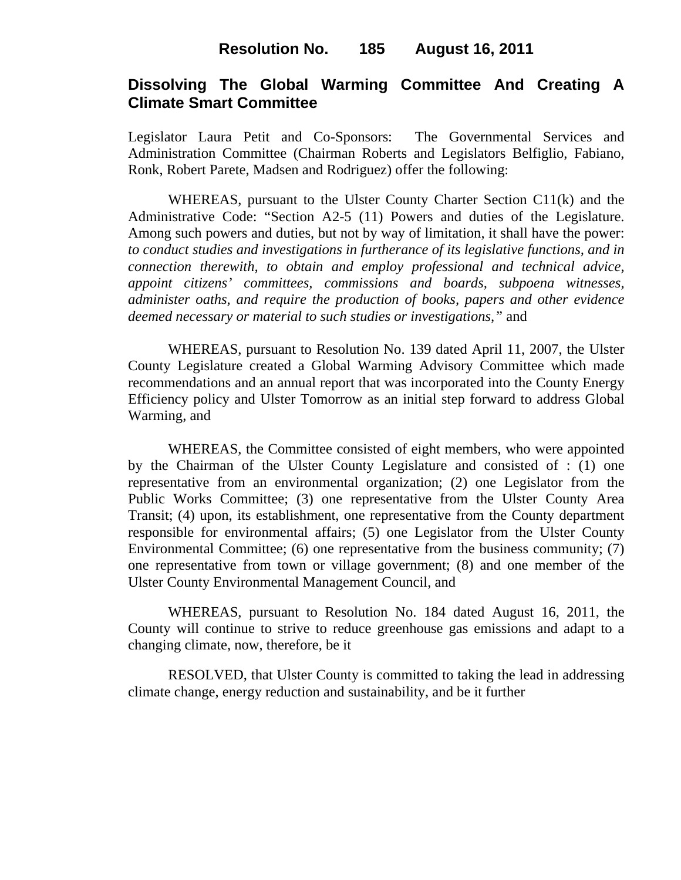**Resolution No. 185 August 16, 2011**

# Dissolving The Global Warming Committee And Creating A Climate Smart Committee

Legislator Laura Petit and Co-Sponsors: The Governmental Services and Administration Committee (Chairman Roberts and Legislators Belfiglio, Fabiano, Ronk, Robert Parete, Madsen and Rodriguez) offer the following:

WHEREAS, pursuant to the Ulster County Charter Section C11(k) and the Administrative Code: "Section A2-5 (11) Powers and duties of the Legislature. Among such powers and duties, but not by way of limitation, it shall have the power: *to conduct studies and investigations in furtherance of its legislative functions, and in connection therewith, to obtain and employ professional and technical advice, appoint citizens' committees, commissions and boards, subpoena witnesses, administer oaths, and require the production of books, papers and other evidence deemed necessary or material to such studies or investigations,"* and

WHEREAS, pursuant to Resolution No. 139 dated April 11, 2007, the Ulster County Legislature created a Global Warming Advisory Committee which made recommendations and an annual report that was incorporated into the County Energy Efficiency policy and Ulster Tomorrow as an initial step forward to address Global Warming, and

WHEREAS, the Committee consisted of eight members, who were appointed by the Chairman of the Ulster County Legislature and consisted of : (1) one representative from an environmental organization; (2) one Legislator from the Public Works Committee; (3) one representative from the Ulster County Area Transit; (4) upon, its establishment, one representative from the County department responsible for environmental affairs; (5) one Legislator from the Ulster County Environmental Committee; (6) one representative from the business community; (7) one representative from town or village government; (8) and one member of the Ulster County Environmental Management Council, and

WHEREAS, pursuant to Resolution No. 184 dated August 16, 2011, the County will continue to strive to reduce greenhouse gas emissions and adapt to a changing climate, now, therefore, be it

RESOLVED, that Ulster County is committed to taking the lead in addressing climate change, energy reduction and sustainability, and be it further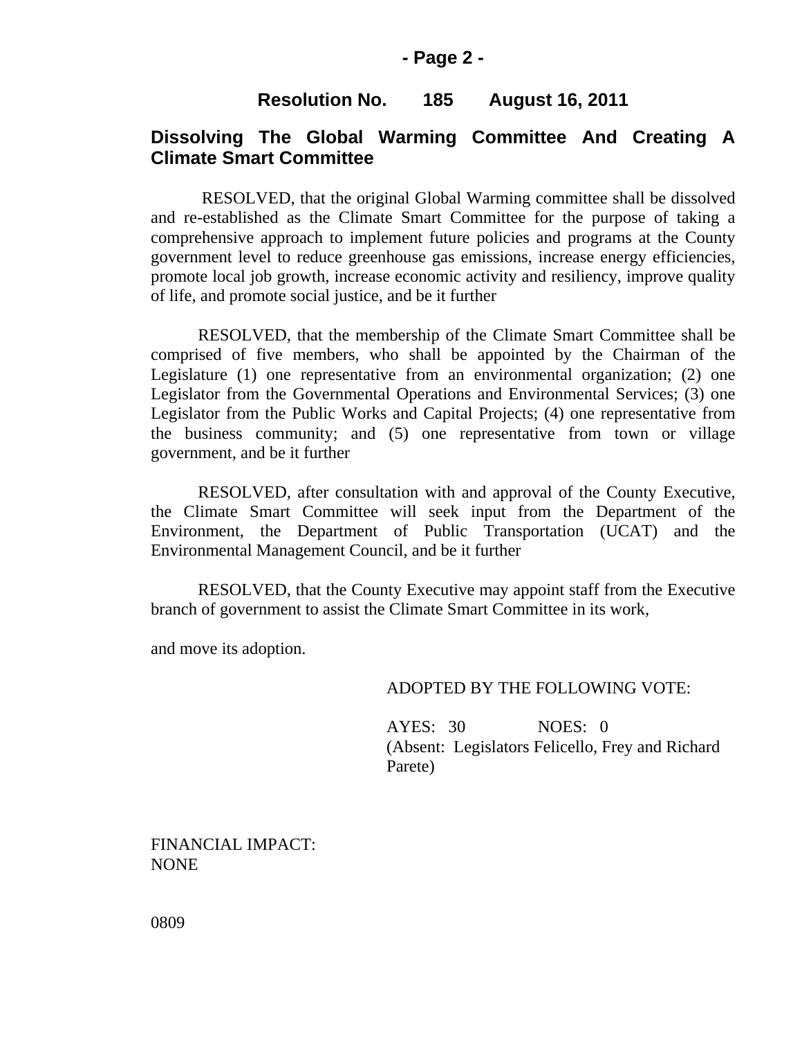**Resolution No. 185 August 16, 2011**

## Dissolving The Global Warming Committee And Creating A Climate Smart Committee

RESOLVED, that the original Global Warming committee shall be dissolved and re-established as the Climate Smart Committee for the purpose of taking a comprehensive approach to implement future policies and programs at the County government level to reduce greenhouse gas emissions, increase energy efficiencies, promote local job growth, increase economic activity and resiliency, improve quality of life, and promote social justice, and be it further

RESOLVED, that the membership of the Climate Smart Committee shall be comprised of five members, who shall be appointed by the Chairman of the Legislature (1) one representative from an environmental organization; (2) one Legislator from the Governmental Operations and Environmental Services; (3) one Legislator from the Public Works and Capital Projects; (4) one representative from the business community; and (5) one representative from town or village government, and be it further

RESOLVED, after consultation with and approval of the County Executive, the Climate Smart Committee will seek input from the Department of the Environment, the Department of Public Transportation (UCAT) and the Environmental Management Council, and be it further

RESOLVED, that the County Executive may appoint staff from the Executive branch of government to assist the Climate Smart Committee in its work,

and move its adoption.

ADOPTED BY THE FOLLOWING VOTE:

AYES: 30 NOES: 0
(Absent: Legislators Felicello, Frey and Richard Parete)

FINANCIAL IMPACT:
NONE

0809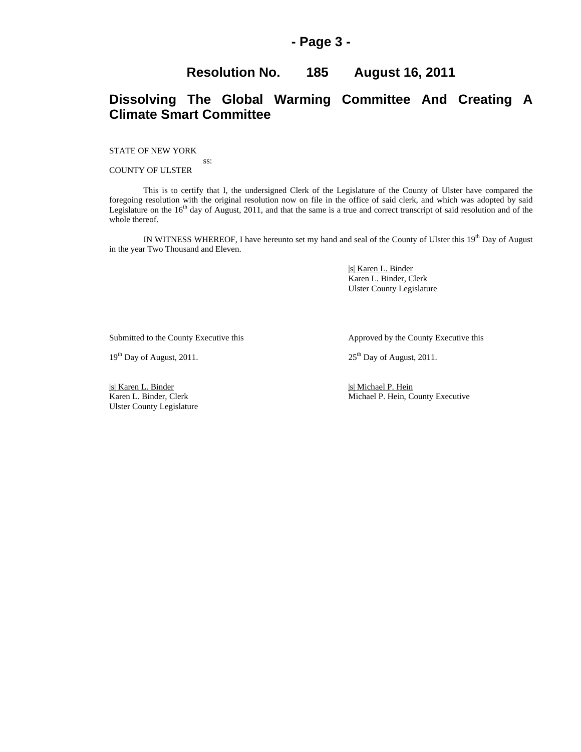## Resolution No. 185 August 16, 2011

# Dissolving The Global Warming Committee And Creating A Climate Smart Committee

STATE OF NEW YORK
ss:
COUNTY OF ULSTER

This is to certify that I, the undersigned Clerk of the Legislature of the County of Ulster have compared the foregoing resolution with the original resolution now on file in the office of said clerk, and which was adopted by said Legislature on the 16th day of August, 2011, and that the same is a true and correct transcript of said resolution and of the whole thereof.

IN WITNESS WHEREOF, I have hereunto set my hand and seal of the County of Ulster this 19th Day of August in the year Two Thousand and Eleven.

|s| Karen L. Binder
Karen L. Binder, Clerk
Ulster County Legislature

Submitted to the County Executive this

19th Day of August, 2011.

|s| Karen L. Binder
Karen L. Binder, Clerk
Ulster County Legislature

Approved by the County Executive this

25th Day of August, 2011.

|s| Michael P. Hein
Michael P. Hein, County Executive